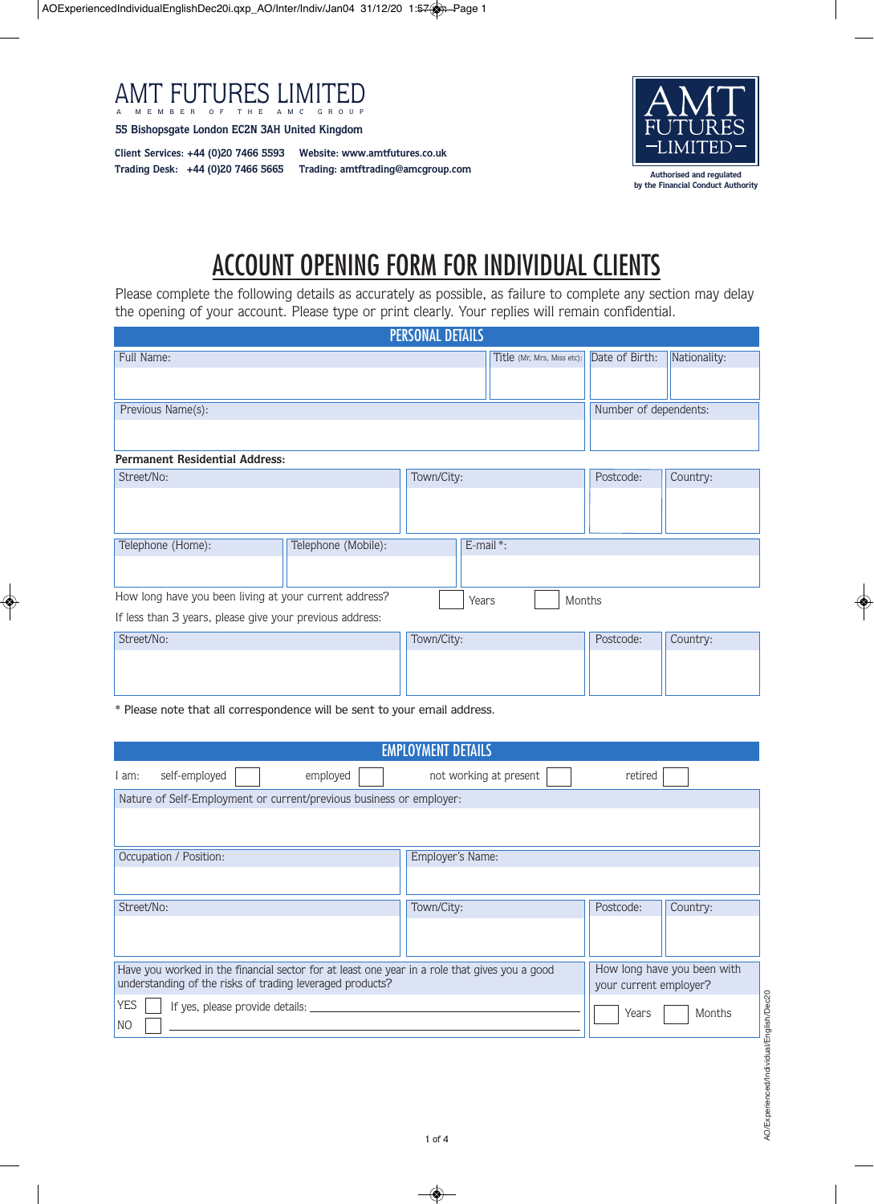# AMT FUTURES LIMITED

A MEMBER OF THE AMC GROUP

**55 Bishopsgate London EC2N 3AH United Kingdom**

**Client Services: +44 (0)20 7466 5593** **Website: www.amtfutures.co.uk**
**Trading Desk: +44 (0)20 7466 5665** **Trading: amtftrading@amcgroup.com**

AMT FUTURES –LIMITED–

**Authorised and regulated by the Financial Conduct Authority**

# ACCOUNT OPENING FORM FOR INDIVIDUAL CLIENTS

Please complete the following details as accurately as possible, as failure to complete any section may delay the opening of your account. Please type or print clearly. Your replies will remain confidential.

## PERSONAL DETAILS

| Full Name: | Title (Mr, Mrs, Miss etc): | Date of Birth: | Nationality: |
|---|---|---|---|
| | | | |

| Previous Name(s): | Number of dependents: |
|---|---|
| | |

**Permanent Residential Address:**

| Street/No: | Town/City: | Postcode: | Country: |
|---|---|---|---|
| | | | |

| Telephone (Home): | Telephone (Mobile): | E-mail *: |
|---|---|---|
| | | |

How long have you been living at your current address? ☐ Years ☐ Months

If less than 3 years, please give your previous address:

| Street/No: | Town/City: | Postcode: | Country: |
|---|---|---|---|
| | | | |

* Please note that all correspondence will be sent to your email address.

## EMPLOYMENT DETAILS

I am: self-employed ☐ employed ☐ not working at present ☐ retired ☐

| Nature of Self-Employment or current/previous business or employer: |
|---|
| |

| Occupation / Position: | Employer's Name: |
|---|---|
| | |

| Street/No: | Town/City: | Postcode: | Country: |
|---|---|---|---|
| | | | |

| Have you worked in the financial sector for at least one year in a role that gives you a good understanding of the risks of trading leveraged products? | How long have you been with your current employer? |
|---|---|
| YES ☐ If yes, please provide details: ______________________<br>NO ☐ ______________________ | ☐ Years ☐ Months |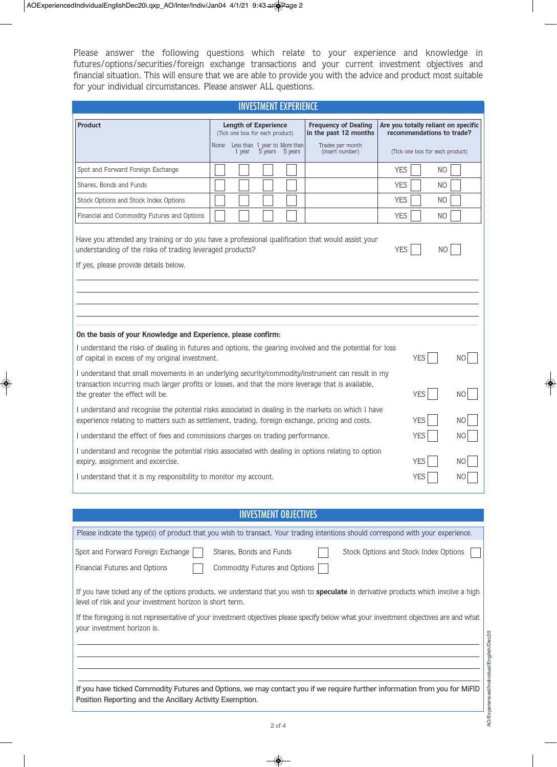Please answer the following questions which relate to your experience and knowledge in futures/options/securities/foreign exchange transactions and your current investment objectives and financial situation. This will ensure that we are able to provide you with the advice and product most suitable for your individual circumstances. Please answer ALL questions.

## INVESTMENT EXPERIENCE

| Product | Length of Experience (Tick one box for each product) | | | | Frequency of Dealing in the past 12 months | Are you totally reliant on specific recommendations to trade? | |
|---|---|---|---|---|---|---|---|
| | None | Less than 1 year | 1 year to 5 years | More than 5 years | Trades per month (insert number) | (Tick one box for each product) | |
| Spot and Forward Foreign Exchange | ☐ | ☐ | ☐ | ☐ | | YES ☐ | NO ☐ |
| Shares, Bonds and Funds | ☐ | ☐ | ☐ | ☐ | | YES ☐ | NO ☐ |
| Stock Options and Stock Index Options | ☐ | ☐ | ☐ | ☐ | | YES ☐ | NO ☐ |
| Financial and Commodity Futures and Options | ☐ | ☐ | ☐ | ☐ | | YES ☐ | NO ☐ |

Have you attended any training or do you have a professional qualification that would assist your understanding of the risks of trading leveraged products? YES ☐ NO ☐

If yes, please provide details below.

________________________________________

________________________________________

________________________________________

________________________________________

**On the basis of your Knowledge and Experience, please confirm:**

| | | |
|---|---|---|
| I understand the risks of dealing in futures and options, the gearing involved and the potential for loss of capital in excess of my original investment. | YES ☐ | NO ☐ |
| I understand that small movements in an underlying security/commodity/instrument can result in my transaction incurring much larger profits or losses, and that the more leverage that is available, the greater the effect will be. | YES ☐ | NO ☐ |
| I understand and recognise the potential risks associated in dealing in the markets on which I have experience relating to matters such as settlement, trading, foreign exchange, pricing and costs. | YES ☐ | NO ☐ |
| I understand the effect of fees and commissions charges on trading performance. | YES ☐ | NO ☐ |
| I understand and recognise the potential risks associated with dealing in options relating to option expiry, assignment and excercise. | YES ☐ | NO ☐ |
| I understand that it is my responsibility to monitor my account. | YES ☐ | NO ☐ |

## INVESTMENT OBJECTIVES

Please indicate the type(s) of product that you wish to transact. Your trading intentions should correspond with your experience.

| | | |
|---|---|---|
| Spot and Forward Foreign Exchange ☐ | Shares, Bonds and Funds ☐ | Stock Options and Stock Index Options ☐ |
| Financial Futures and Options ☐ | Commodity Futures and Options ☐ | |

If you have ticked any of the options products, we understand that you wish to **speculate** in derivative products which involve a high level of risk and your investment horizon is short term.

If the foregoing is not representative of your investment objectives please specify below what your investment objectives are and what your investment horizon is.

________________________________________

________________________________________

________________________________________

If you have ticked Commodity Futures and Options, we may contact you if we require further information from you for MiFID Position Reporting and the Ancillary Activity Exemption.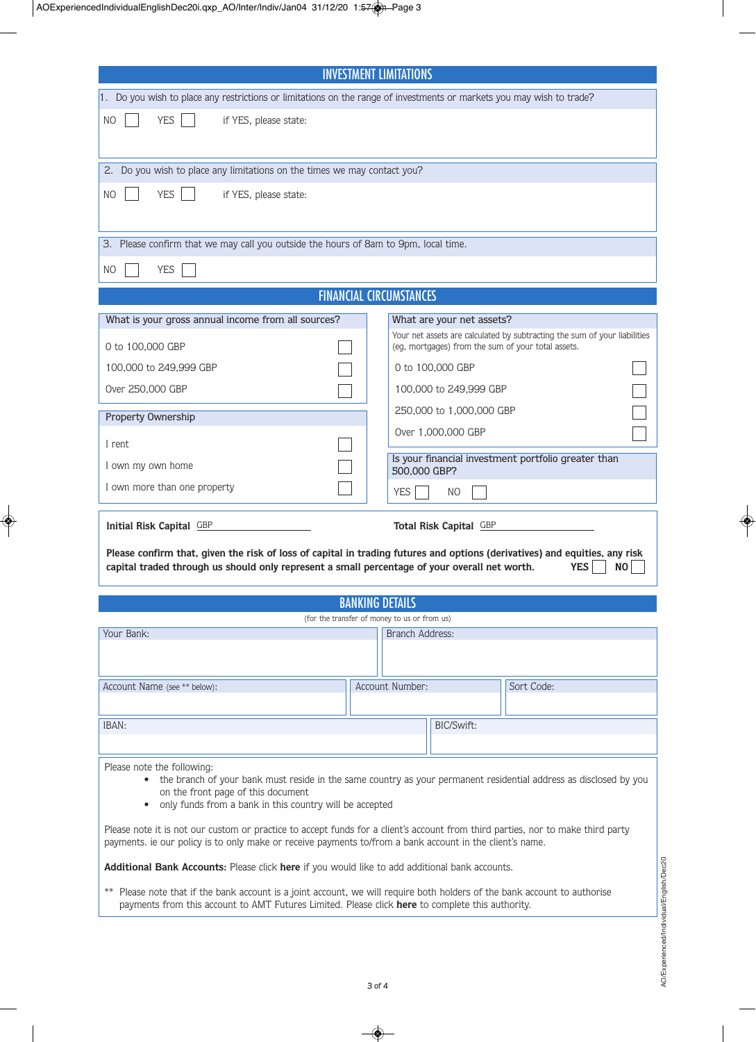## INVESTMENT LIMITATIONS

1. Do you wish to place any restrictions or limitations on the range of investments or markets you may wish to trade?

NO ☐ YES ☐ if YES, please state:

2. Do you wish to place any limitations on the times we may contact you?

NO ☐ YES ☐ if YES, please state:

3. Please confirm that we may call you outside the hours of 8am to 9pm, local time.

NO ☐ YES ☐

## FINANCIAL CIRCUMSTANCES

**What is your gross annual income from all sources?**

| | |
|---|---|
| 0 to 100,000 GBP | ☐ |
| 100,000 to 249,999 GBP | ☐ |
| Over 250,000 GBP | ☐ |

**Property Ownership**

| | |
|---|---|
| I rent | ☐ |
| I own my own home | ☐ |
| I own more than one property | ☐ |

**What are your net assets?**

Your net assets are calculated by subtracting the sum of your liabilities (eg, mortgages) from the sum of your total assets.

| | |
|---|---|
| 0 to 100,000 GBP | ☐ |
| 100,000 to 249,999 GBP | ☐ |
| 250,000 to 1,000,000 GBP | ☐ |
| Over 1,000,000 GBP | ☐ |

**Is your financial investment portfolio greater than 500,000 GBP?**

YES ☐ NO ☐

**Initial Risk Capital** GBP ______________ **Total Risk Capital** GBP ______________

**Please confirm that, given the risk of loss of capital in trading futures and options (derivatives) and equities, any risk capital traded through us should only represent a small percentage of your overall net worth.** **YES** ☐ **NO** ☐

## BANKING DETAILS

(for the transfer of money to us or from us)

| Your Bank: | Branch Address: |
|---|---|
| | |

| Account Name (see ** below): | Account Number: | Sort Code: |
|---|---|---|
| | | |

| IBAN: | BIC/Swift: |
|---|---|
| | |

Please note the following:

- the branch of your bank must reside in the same country as your permanent residential address as disclosed by you on the front page of this document
- only funds from a bank in this country will be accepted

Please note it is not our custom or practice to accept funds for a client's account from third parties, nor to make third party payments. ie our policy is to only make or receive payments to/from a bank account in the client's name.

**Additional Bank Accounts:** Please click **here** if you would like to add additional bank accounts.

** Please note that if the bank account is a joint account, we will require both holders of the bank account to authorise payments from this account to AMT Futures Limited. Please click **here** to complete this authority.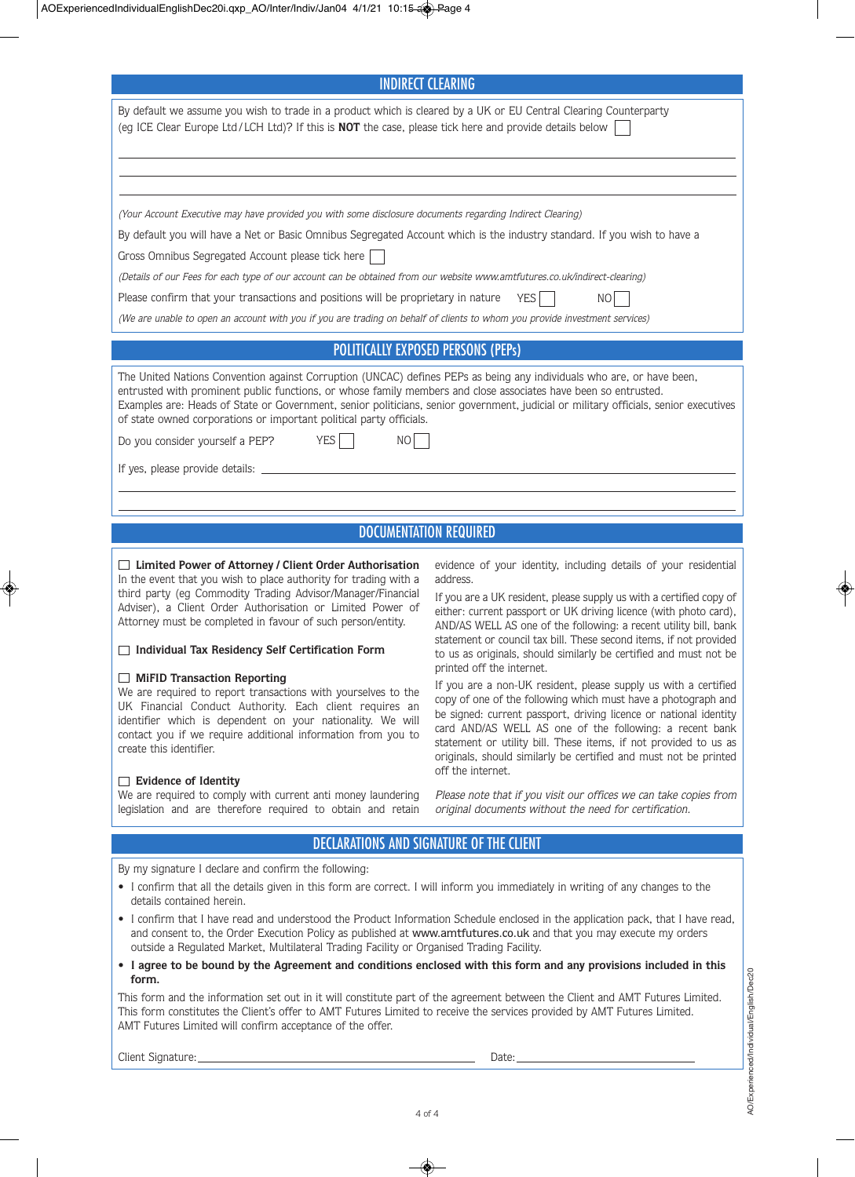## INDIRECT CLEARING

By default we assume you wish to trade in a product which is cleared by a UK or EU Central Clearing Counterparty (eg ICE Clear Europe Ltd/LCH Ltd)? If this is **NOT** the case, please tick here and provide details below ☐

_______________________________________________

_______________________________________________

_______________________________________________

*(Your Account Executive may have provided you with some disclosure documents regarding Indirect Clearing)*

By default you will have a Net or Basic Omnibus Segregated Account which is the industry standard. If you wish to have a Gross Omnibus Segregated Account please tick here ☐

*(Details of our Fees for each type of our account can be obtained from our website www.amtfutures.co.uk/indirect-clearing)*

Please confirm that your transactions and positions will be proprietary in nature YES ☐ NO ☐

*(We are unable to open an account with you if you are trading on behalf of clients to whom you provide investment services)*

## POLITICALLY EXPOSED PERSONS (PEPs)

The United Nations Convention against Corruption (UNCAC) defines PEPs as being any individuals who are, or have been, entrusted with prominent public functions, or whose family members and close associates have been so entrusted.
Examples are: Heads of State or Government, senior politicians, senior government, judicial or military officials, senior executives of state owned corporations or important political party officials.

Do you consider yourself a PEP? YES ☐ NO ☐

If yes, please provide details: _______________________________________________

_______________________________________________

_______________________________________________

## DOCUMENTATION REQUIRED

☐ **Limited Power of Attorney / Client Order Authorisation**
In the event that you wish to place authority for trading with a third party (eg Commodity Trading Advisor/Manager/Financial Adviser), a Client Order Authorisation or Limited Power of Attorney must be completed in favour of such person/entity.

☐ **Individual Tax Residency Self Certification Form**

☐ **MiFID Transaction Reporting**
We are required to report transactions with yourselves to the UK Financial Conduct Authority. Each client requires an identifier which is dependent on your nationality. We will contact you if we require additional information from you to create this identifier.

☐ **Evidence of Identity**
We are required to comply with current anti money laundering legislation and are therefore required to obtain and retain evidence of your identity, including details of your residential address.

If you are a UK resident, please supply us with a certified copy of either: current passport or UK driving licence (with photo card), AND/AS WELL AS one of the following: a recent utility bill, bank statement or council tax bill. These second items, if not provided to us as originals, should similarly be certified and must not be printed off the internet.

If you are a non-UK resident, please supply us with a certified copy of one of the following which must have a photograph and be signed: current passport, driving licence or national identity card AND/AS WELL AS one of the following: a recent bank statement or utility bill. These items, if not provided to us as originals, should similarly be certified and must not be printed off the internet.

*Please note that if you visit our offices we can take copies from original documents without the need for certification.*

## DECLARATIONS AND SIGNATURE OF THE CLIENT

By my signature I declare and confirm the following:

- I confirm that all the details given in this form are correct. I will inform you immediately in writing of any changes to the details contained herein.
- I confirm that I have read and understood the Product Information Schedule enclosed in the application pack, that I have read, and consent to, the Order Execution Policy as published at www.amtfutures.co.uk and that you may execute my orders outside a Regulated Market, Multilateral Trading Facility or Organised Trading Facility.
- **I agree to be bound by the Agreement and conditions enclosed with this form and any provisions included in this form.**

This form and the information set out in it will constitute part of the agreement between the Client and AMT Futures Limited. This form constitutes the Client's offer to AMT Futures Limited to receive the services provided by AMT Futures Limited. AMT Futures Limited will confirm acceptance of the offer.

Client Signature: ______________________________ Date: ____________________